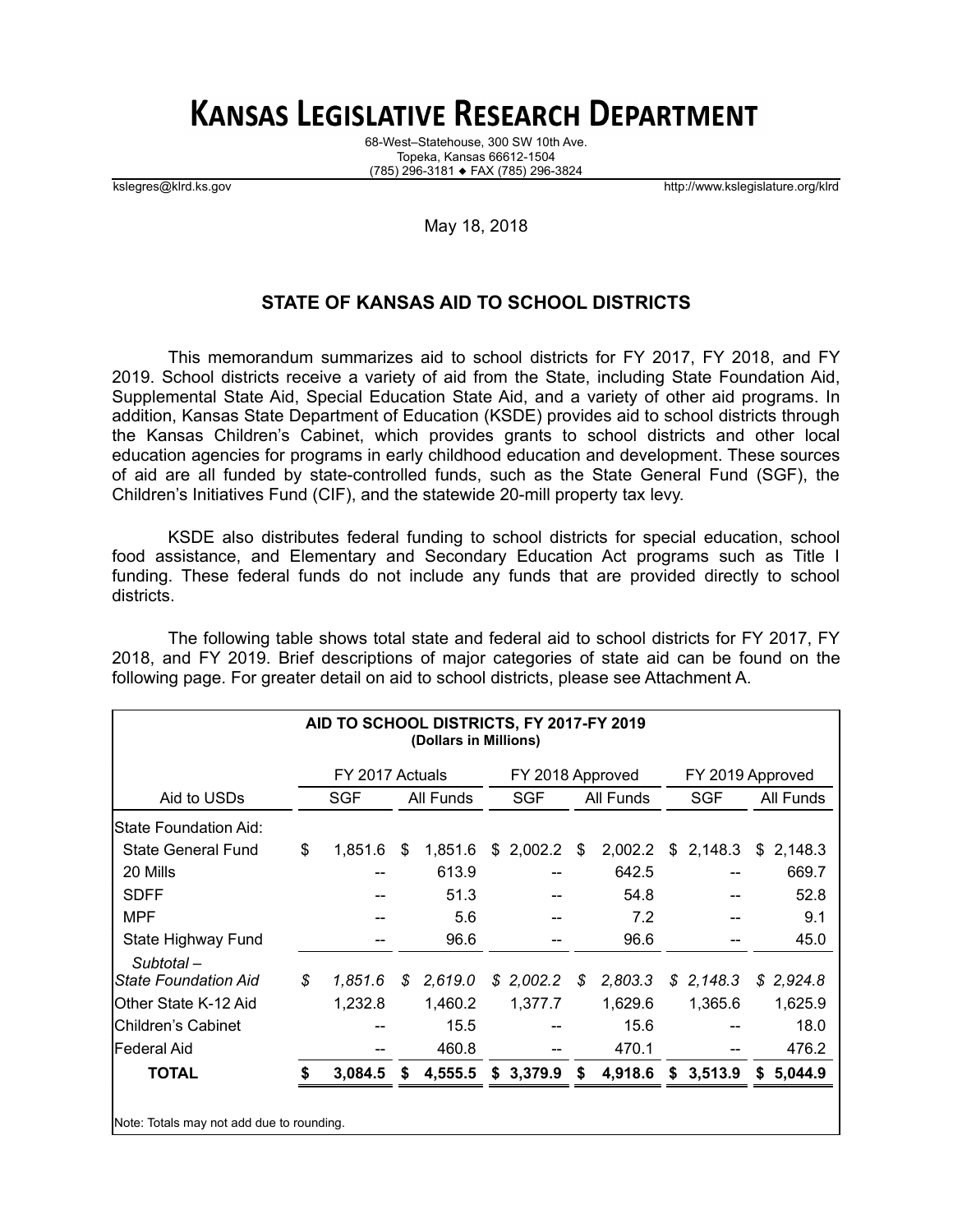# KANSAS LEGISLATIVE RESEARCH DEPARTMENT

68-West–Statehouse, 300 SW 10th Ave.
Topeka, Kansas 66612-1504
(785) 296-3181 ◆ FAX (785) 296-3824

kslegres@klrd.ks.gov http://www.kslegislature.org/klrd

May 18, 2018

## STATE OF KANSAS AID TO SCHOOL DISTRICTS

This memorandum summarizes aid to school districts for FY 2017, FY 2018, and FY 2019. School districts receive a variety of aid from the State, including State Foundation Aid, Supplemental State Aid, Special Education State Aid, and a variety of other aid programs. In addition, Kansas State Department of Education (KSDE) provides aid to school districts through the Kansas Children's Cabinet, which provides grants to school districts and other local education agencies for programs in early childhood education and development. These sources of aid are all funded by state-controlled funds, such as the State General Fund (SGF), the Children's Initiatives Fund (CIF), and the statewide 20-mill property tax levy.

KSDE also distributes federal funding to school districts for special education, school food assistance, and Elementary and Secondary Education Act programs such as Title I funding. These federal funds do not include any funds that are provided directly to school districts.

The following table shows total state and federal aid to school districts for FY 2017, FY 2018, and FY 2019. Brief descriptions of major categories of state aid can be found on the following page. For greater detail on aid to school districts, please see Attachment A.

**AID TO SCHOOL DISTRICTS, FY 2017-FY 2019**
**(Dollars in Millions)**

| | FY 2017 Actuals | | FY 2018 Approved | | FY 2019 Approved | |
|---|---|---|---|---|---|---|
| Aid to USDs | SGF | All Funds | SGF | All Funds | SGF | All Funds |
| State Foundation Aid: | | | | | | |
| State General Fund | $ 1,851.6 | $ 1,851.6 | $ 2,002.2 | $ 2,002.2 | $ 2,148.3 | $ 2,148.3 |
| 20 Mills | -- | 613.9 | -- | 642.5 | -- | 669.7 |
| SDFF | -- | 51.3 | -- | 54.8 | -- | 52.8 |
| MPF | -- | 5.6 | -- | 7.2 | -- | 9.1 |
| State Highway Fund | -- | 96.6 | -- | 96.6 | -- | 45.0 |
| *Subtotal – State Foundation Aid* | *$ 1,851.6* | *$ 2,619.0* | *$ 2,002.2* | *$ 2,803.3* | *$ 2,148.3* | *$ 2,924.8* |
| Other State K-12 Aid | 1,232.8 | 1,460.2 | 1,377.7 | 1,629.6 | 1,365.6 | 1,625.9 |
| Children's Cabinet | -- | 15.5 | -- | 15.6 | -- | 18.0 |
| Federal Aid | -- | 460.8 | -- | 470.1 | -- | 476.2 |
| **TOTAL** | **$ 3,084.5** | **$ 4,555.5** | **$ 3,379.9** | **$ 4,918.6** | **$ 3,513.9** | **$ 5,044.9** |

Note: Totals may not add due to rounding.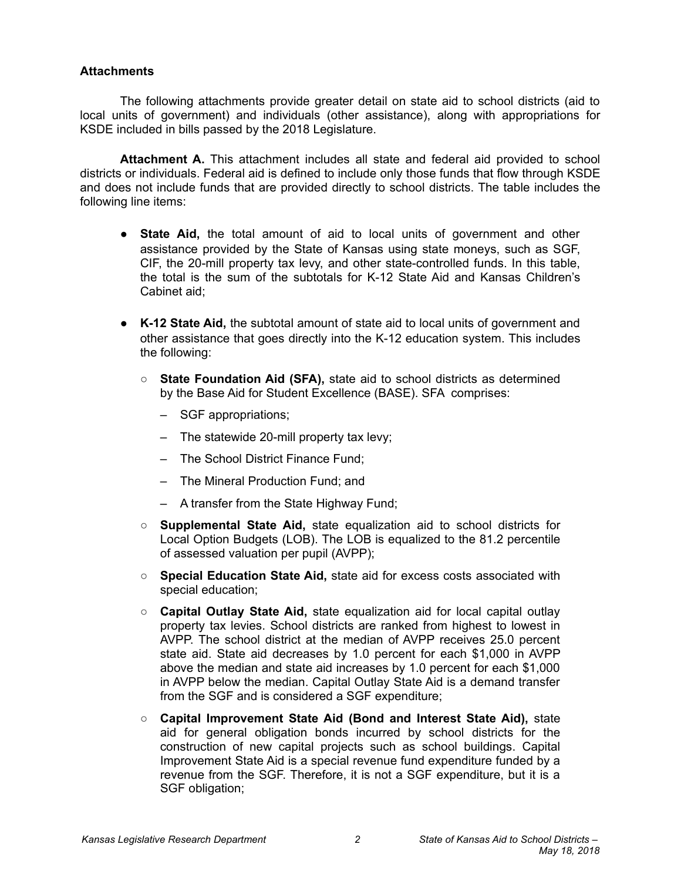## Attachments

The following attachments provide greater detail on state aid to school districts (aid to local units of government) and individuals (other assistance), along with appropriations for KSDE included in bills passed by the 2018 Legislature.

**Attachment A.** This attachment includes all state and federal aid provided to school districts or individuals. Federal aid is defined to include only those funds that flow through KSDE and does not include funds that are provided directly to school districts. The table includes the following line items:

- **State Aid,** the total amount of aid to local units of government and other assistance provided by the State of Kansas using state moneys, such as SGF, CIF, the 20-mill property tax levy, and other state-controlled funds. In this table, the total is the sum of the subtotals for K-12 State Aid and Kansas Children's Cabinet aid;
- **K-12 State Aid,** the subtotal amount of state aid to local units of government and other assistance that goes directly into the K-12 education system. This includes the following:
  - **State Foundation Aid (SFA),** state aid to school districts as determined by the Base Aid for Student Excellence (BASE). SFA comprises:
    - SGF appropriations;
    - The statewide 20-mill property tax levy;
    - The School District Finance Fund;
    - The Mineral Production Fund; and
    - A transfer from the State Highway Fund;
  - **Supplemental State Aid,** state equalization aid to school districts for Local Option Budgets (LOB). The LOB is equalized to the 81.2 percentile of assessed valuation per pupil (AVPP);
  - **Special Education State Aid,** state aid for excess costs associated with special education;
  - **Capital Outlay State Aid,** state equalization aid for local capital outlay property tax levies. School districts are ranked from highest to lowest in AVPP. The school district at the median of AVPP receives 25.0 percent state aid. State aid decreases by 1.0 percent for each $1,000 in AVPP above the median and state aid increases by 1.0 percent for each $1,000 in AVPP below the median. Capital Outlay State Aid is a demand transfer from the SGF and is considered a SGF expenditure;
  - **Capital Improvement State Aid (Bond and Interest State Aid),** state aid for general obligation bonds incurred by school districts for the construction of new capital projects such as school buildings. Capital Improvement State Aid is a special revenue fund expenditure funded by a revenue from the SGF. Therefore, it is not a SGF expenditure, but it is a SGF obligation;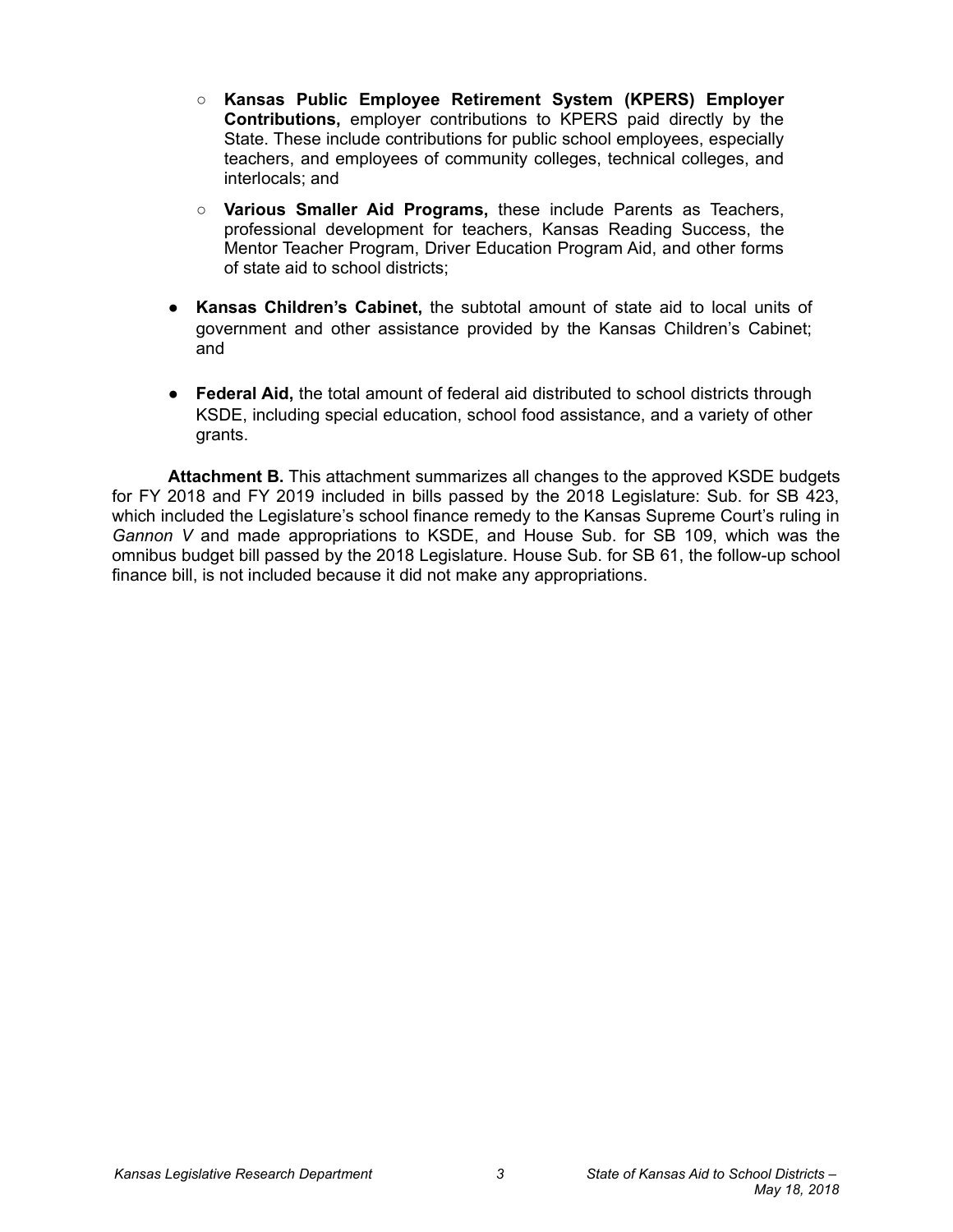- **Kansas Public Employee Retirement System (KPERS) Employer Contributions,** employer contributions to KPERS paid directly by the State. These include contributions for public school employees, especially teachers, and employees of community colleges, technical colleges, and interlocals; and

  - **Various Smaller Aid Programs,** these include Parents as Teachers, professional development for teachers, Kansas Reading Success, the Mentor Teacher Program, Driver Education Program Aid, and other forms of state aid to school districts;

- **Kansas Children's Cabinet,** the subtotal amount of state aid to local units of government and other assistance provided by the Kansas Children's Cabinet; and

- **Federal Aid,** the total amount of federal aid distributed to school districts through KSDE, including special education, school food assistance, and a variety of other grants.

**Attachment B.** This attachment summarizes all changes to the approved KSDE budgets for FY 2018 and FY 2019 included in bills passed by the 2018 Legislature: Sub. for SB 423, which included the Legislature's school finance remedy to the Kansas Supreme Court's ruling in *Gannon V* and made appropriations to KSDE, and House Sub. for SB 109, which was the omnibus budget bill passed by the 2018 Legislature. House Sub. for SB 61, the follow-up school finance bill, is not included because it did not make any appropriations.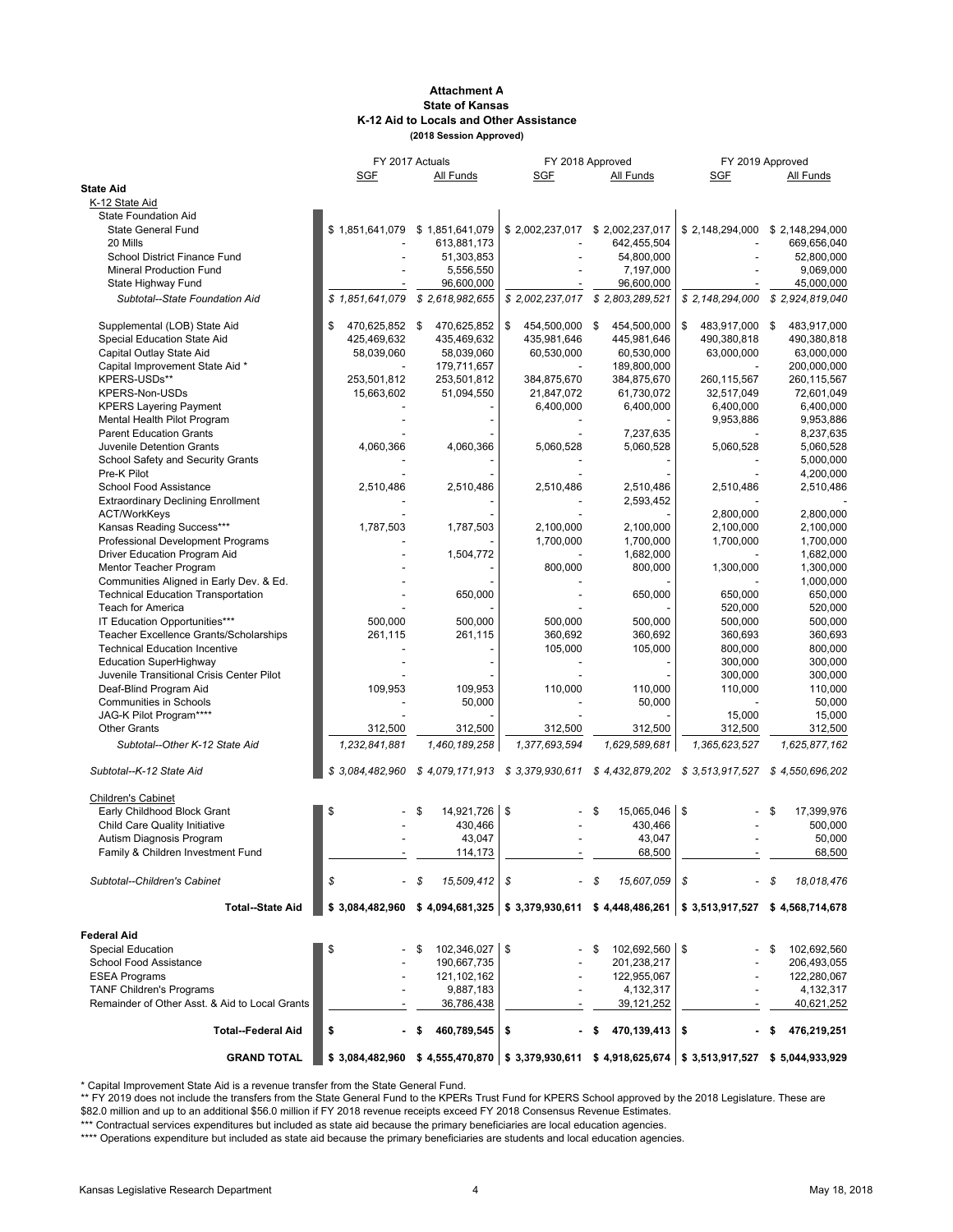**Attachment A**
**State of Kansas**
**K-12 Aid to Locals and Other Assistance**
**(2018 Session Approved)**

| | FY 2017 Actuals | | FY 2018 Approved | | FY 2019 Approved | |
|---|---|---|---|---|---|---|
| | SGF | All Funds | SGF | All Funds | SGF | All Funds |
| **State Aid** | | | | | | |
| K-12 State Aid | | | | | | |
| State Foundation Aid | | | | | | |
| State General Fund | $ 1,851,641,079 | $ 1,851,641,079 | $ 2,002,237,017 | $ 2,002,237,017 | $ 2,148,294,000 | $ 2,148,294,000 |
| 20 Mills | - | 613,881,173 | - | 642,455,504 | - | 669,656,040 |
| School District Finance Fund | - | 51,303,853 | - | 54,800,000 | - | 52,800,000 |
| Mineral Production Fund | - | 5,556,550 | - | 7,197,000 | - | 9,069,000 |
| State Highway Fund | - | 96,600,000 | - | 96,600,000 | - | 45,000,000 |
| *Subtotal--State Foundation Aid* | *$ 1,851,641,079* | *$ 2,618,982,655* | *$ 2,002,237,017* | *$ 2,803,289,521* | *$ 2,148,294,000* | *$ 2,924,819,040* |
| Supplemental (LOB) State Aid | $ 470,625,852 | $ 470,625,852 | $ 454,500,000 | $ 454,500,000 | $ 483,917,000 | $ 483,917,000 |
| Special Education State Aid | 425,469,632 | 435,469,632 | 435,981,646 | 445,981,646 | 490,380,818 | 490,380,818 |
| Capital Outlay State Aid | 58,039,060 | 58,039,060 | 60,530,000 | 60,530,000 | 63,000,000 | 63,000,000 |
| Capital Improvement State Aid * | - | 179,711,657 | - | 189,800,000 | - | 200,000,000 |
| KPERS-USDs** | 253,501,812 | 253,501,812 | 384,875,670 | 384,875,670 | 260,115,567 | 260,115,567 |
| KPERS-Non-USDs | 15,663,602 | 51,094,550 | 21,847,072 | 61,730,072 | 32,517,049 | 72,601,049 |
| KPERS Layering Payment | - | - | 6,400,000 | 6,400,000 | 6,400,000 | 6,400,000 |
| Mental Health Pilot Program | - | - | - | - | 9,953,886 | 9,953,886 |
| Parent Education Grants | - | - | - | 7,237,635 | - | 8,237,635 |
| Juvenile Detention Grants | 4,060,366 | 4,060,366 | 5,060,528 | 5,060,528 | 5,060,528 | 5,060,528 |
| School Safety and Security Grants | - | - | - | - | - | 5,000,000 |
| Pre-K Pilot | - | - | - | - | - | 4,200,000 |
| School Food Assistance | 2,510,486 | 2,510,486 | 2,510,486 | 2,510,486 | 2,510,486 | 2,510,486 |
| Extraordinary Declining Enrollment | - | - | - | 2,593,452 | - | - |
| ACT/WorkKeys | - | - | - | - | 2,800,000 | 2,800,000 |
| Kansas Reading Success*** | 1,787,503 | 1,787,503 | 2,100,000 | 2,100,000 | 2,100,000 | 2,100,000 |
| Professional Development Programs | - | - | 1,700,000 | 1,700,000 | 1,700,000 | 1,700,000 |
| Driver Education Program Aid | - | 1,504,772 | - | 1,682,000 | - | 1,682,000 |
| Mentor Teacher Program | - | - | 800,000 | 800,000 | 1,300,000 | 1,300,000 |
| Communities Aligned in Early Dev. & Ed. | - | - | - | - | - | 1,000,000 |
| Technical Education Transportation | - | 650,000 | - | 650,000 | 650,000 | 650,000 |
| Teach for America | - | - | - | - | 520,000 | 520,000 |
| IT Education Opportunities*** | 500,000 | 500,000 | 500,000 | 500,000 | 500,000 | 500,000 |
| Teacher Excellence Grants/Scholarships | 261,115 | 261,115 | 360,692 | 360,692 | 360,693 | 360,693 |
| Technical Education Incentive | - | - | 105,000 | 105,000 | 800,000 | 800,000 |
| Education SuperHighway | - | - | - | - | 300,000 | 300,000 |
| Juvenile Transitional Crisis Center Pilot | - | - | - | - | 300,000 | 300,000 |
| Deaf-Blind Program Aid | 109,953 | 109,953 | 110,000 | 110,000 | 110,000 | 110,000 |
| Communities in Schools | - | 50,000 | - | 50,000 | - | 50,000 |
| JAG-K Pilot Program**** | - | - | - | - | 15,000 | 15,000 |
| Other Grants | 312,500 | 312,500 | 312,500 | 312,500 | 312,500 | 312,500 |
| *Subtotal--Other K-12 State Aid* | *1,232,841,881* | *1,460,189,258* | *1,377,693,594* | *1,629,589,681* | *1,365,623,527* | *1,625,877,162* |
| *Subtotal--K-12 State Aid* | *$ 3,084,482,960* | *$ 4,079,171,913* | *$ 3,379,930,611* | *$ 4,432,879,202* | *$ 3,513,917,527* | *$ 4,550,696,202* |
| Children's Cabinet | | | | | | |
| Early Childhood Block Grant | $ - | $ 14,921,726 | $ - | $ 15,065,046 | $ - | $ 17,399,976 |
| Child Care Quality Initiative | - | 430,466 | - | 430,466 | - | 500,000 |
| Autism Diagnosis Program | - | 43,047 | - | 43,047 | - | 50,000 |
| Family & Children Investment Fund | - | 114,173 | - | 68,500 | - | 68,500 |
| *Subtotal--Children's Cabinet* | *$ -* | *$ 15,509,412* | *$ -* | *$ 15,607,059* | *$ -* | *$ 18,018,476* |
| **Total--State Aid** | **$ 3,084,482,960** | **$ 4,094,681,325** | **$ 3,379,930,611** | **$ 4,448,486,261** | **$ 3,513,917,527** | **$ 4,568,714,678** |
| **Federal Aid** | | | | | | |
| Special Education | $ - | $ 102,346,027 | $ - | $ 102,692,560 | $ - | $ 102,692,560 |
| School Food Assistance | - | 190,667,735 | - | 201,238,217 | - | 206,493,055 |
| ESEA Programs | - | 121,102,162 | - | 122,955,067 | - | 122,280,067 |
| TANF Children's Programs | - | 9,887,183 | - | 4,132,317 | - | 4,132,317 |
| Remainder of Other Asst. & Aid to Local Grants | - | 36,786,438 | - | 39,121,252 | - | 40,621,252 |
| **Total--Federal Aid** | **$ -** | **$ 460,789,545** | **$ -** | **$ 470,139,413** | **$ -** | **$ 476,219,251** |
| **GRAND TOTAL** | **$ 3,084,482,960** | **$ 4,555,470,870** | **$ 3,379,930,611** | **$ 4,918,625,674** | **$ 3,513,917,527** | **$ 5,044,933,929** |

\* Capital Improvement State Aid is a revenue transfer from the State General Fund.

** FY 2019 does not include the transfers from the State General Fund to the KPERs Trust Fund for KPERS School approved by the 2018 Legislature. These are $82.0 million and up to an additional $56.0 million if FY 2018 revenue receipts exceed FY 2018 Consensus Revenue Estimates.

*** Contractual services expenditures but included as state aid because the primary beneficiaries are local education agencies.

**** Operations expenditure but included as state aid because the primary beneficiaries are students and local education agencies.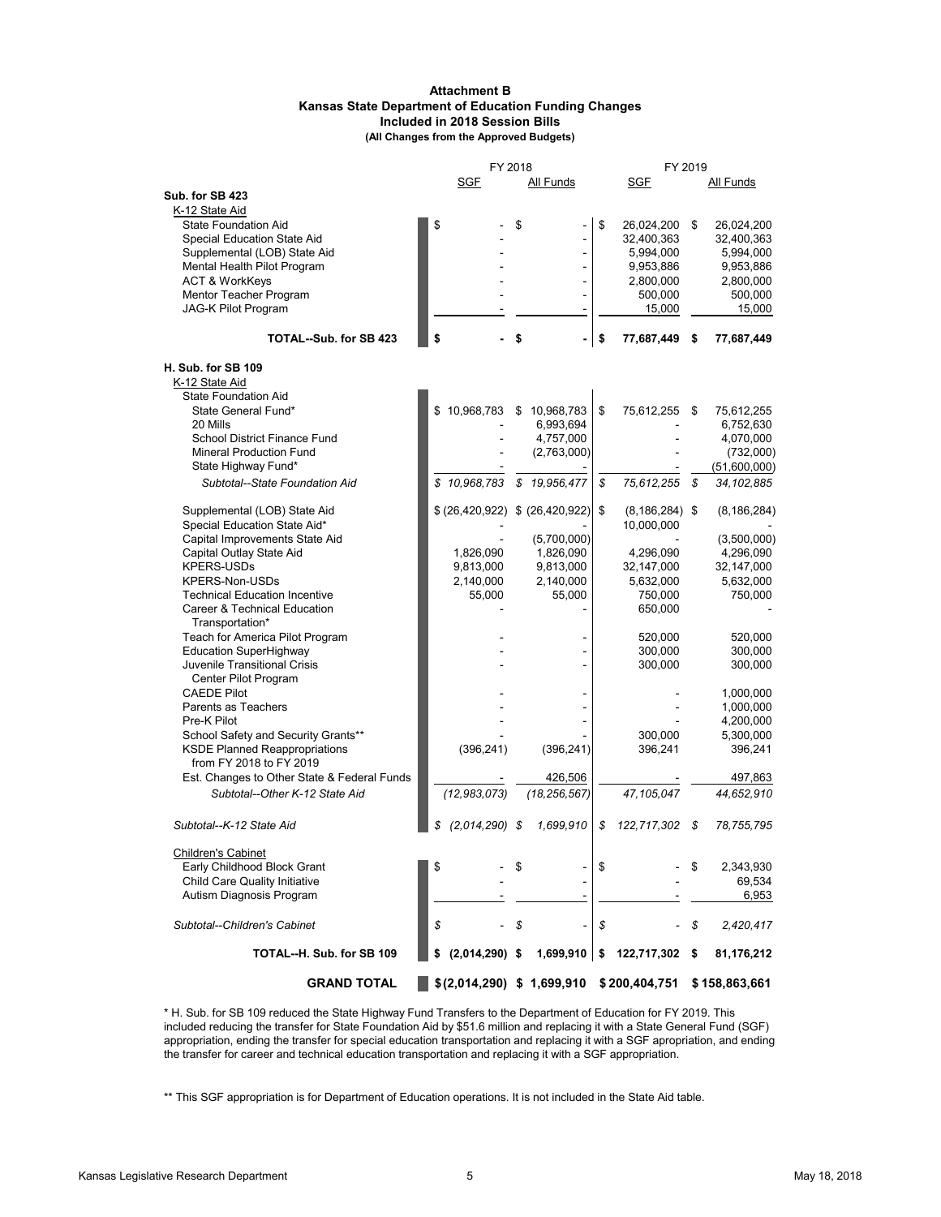**Attachment B**
**Kansas State Department of Education Funding Changes**
**Included in 2018 Session Bills**
**(All Changes from the Approved Budgets)**

| | FY 2018 | | FY 2019 | |
|---|---|---|---|---|
| | SGF | All Funds | SGF | All Funds |
| **Sub. for SB 423** | | | | |
| K-12 State Aid | | | | |
| State Foundation Aid | $ - | $ - | $ 26,024,200 | $ 26,024,200 |
| Special Education State Aid | - | - | 32,400,363 | 32,400,363 |
| Supplemental (LOB) State Aid | - | - | 5,994,000 | 5,994,000 |
| Mental Health Pilot Program | - | - | 9,953,886 | 9,953,886 |
| ACT & WorkKeys | - | - | 2,800,000 | 2,800,000 |
| Mentor Teacher Program | - | - | 500,000 | 500,000 |
| JAG-K Pilot Program | - | - | 15,000 | 15,000 |
| **TOTAL--Sub. for SB 423** | **$ -** | **$ -** | **$ 77,687,449** | **$ 77,687,449** |
| **H. Sub. for SB 109** | | | | |
| K-12 State Aid | | | | |
| State Foundation Aid | | | | |
| State General Fund* | $ 10,968,783 | $ 10,968,783 | $ 75,612,255 | $ 75,612,255 |
| 20 Mills | - | 6,993,694 | - | 6,752,630 |
| School District Finance Fund | - | 4,757,000 | - | 4,070,000 |
| Mineral Production Fund | - | (2,763,000) | - | (732,000) |
| State Highway Fund* | - | - | - | (51,600,000) |
| *Subtotal--State Foundation Aid* | *$ 10,968,783* | *$ 19,956,477* | *$ 75,612,255* | *$ 34,102,885* |
| Supplemental (LOB) State Aid | $ (26,420,922) | $ (26,420,922) | $ (8,186,284) | $ (8,186,284) |
| Special Education State Aid* | - | - | 10,000,000 | - |
| Capital Improvements State Aid | - | (5,700,000) | - | (3,500,000) |
| Capital Outlay State Aid | 1,826,090 | 1,826,090 | 4,296,090 | 4,296,090 |
| KPERS-USDs | 9,813,000 | 9,813,000 | 32,147,000 | 32,147,000 |
| KPERS-Non-USDs | 2,140,000 | 2,140,000 | 5,632,000 | 5,632,000 |
| Technical Education Incentive | 55,000 | 55,000 | 750,000 | 750,000 |
| Career & Technical Education Transportation* | - | - | 650,000 | - |
| Teach for America Pilot Program | - | - | 520,000 | 520,000 |
| Education SuperHighway | - | - | 300,000 | 300,000 |
| Juvenile Transitional Crisis Center Pilot Program | - | - | 300,000 | 300,000 |
| CAEDE Pilot | - | - | - | 1,000,000 |
| Parents as Teachers | - | - | - | 1,000,000 |
| Pre-K Pilot | - | - | - | 4,200,000 |
| School Safety and Security Grants** | - | - | 300,000 | 5,300,000 |
| KSDE Planned Reappropriations from FY 2018 to FY 2019 | (396,241) | (396,241) | 396,241 | 396,241 |
| Est. Changes to Other State & Federal Funds | - | 426,506 | - | 497,863 |
| *Subtotal--Other K-12 State Aid* | *(12,983,073)* | *(18,256,567)* | *47,105,047* | *44,652,910* |
| *Subtotal--K-12 State Aid* | *$ (2,014,290)* | *$ 1,699,910* | *$ 122,717,302* | *$ 78,755,795* |
| Children's Cabinet | | | | |
| Early Childhood Block Grant | $ - | $ - | $ - | $ 2,343,930 |
| Child Care Quality Initiative | - | - | - | 69,534 |
| Autism Diagnosis Program | - | - | - | 6,953 |
| *Subtotal--Children's Cabinet* | *$ -* | *$ -* | *$ -* | *$ 2,420,417* |
| **TOTAL--H. Sub. for SB 109** | **$ (2,014,290)** | **$ 1,699,910** | **$ 122,717,302** | **$ 81,176,212** |
| **GRAND TOTAL** | **$ (2,014,290)** | **$ 1,699,910** | **$ 200,404,751** | **$ 158,863,661** |

\* H. Sub. for SB 109 reduced the State Highway Fund Transfers to the Department of Education for FY 2019. This included reducing the transfer for State Foundation Aid by $51.6 million and replacing it with a State General Fund (SGF) appropriation, ending the transfer for special education transportation and replacing it with a SGF apropriation, and ending the transfer for career and technical education transportation and replacing it with a SGF appropriation.

\*\* This SGF appropriation is for Department of Education operations. It is not included in the State Aid table.